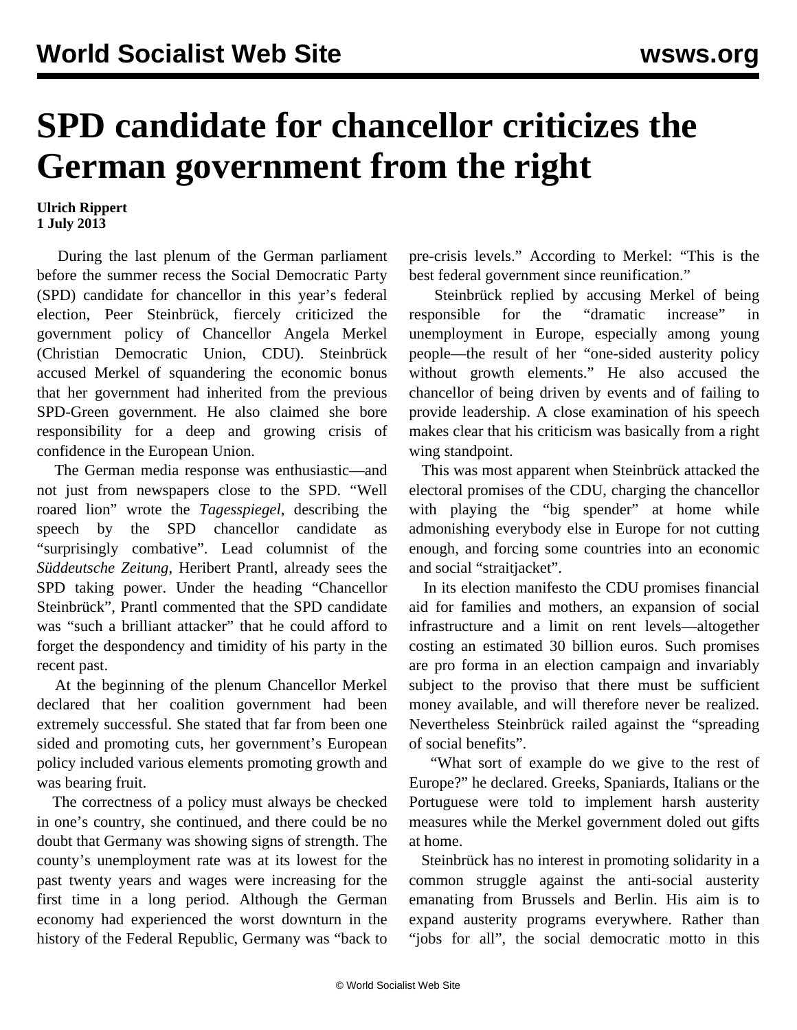# SPD candidate for chancellor criticizes the German government from the right

**Ulrich Rippert**
**1 July 2013**

During the last plenum of the German parliament before the summer recess the Social Democratic Party (SPD) candidate for chancellor in this year's federal election, Peer Steinbrück, fiercely criticized the government policy of Chancellor Angela Merkel (Christian Democratic Union, CDU). Steinbrück accused Merkel of squandering the economic bonus that her government had inherited from the previous SPD-Green government. He also claimed she bore responsibility for a deep and growing crisis of confidence in the European Union.

The German media response was enthusiastic—and not just from newspapers close to the SPD. "Well roared lion" wrote the *Tagesspiegel*, describing the speech by the SPD chancellor candidate as "surprisingly combative". Lead columnist of the *Süddeutsche Zeitung*, Heribert Prantl, already sees the SPD taking power. Under the heading "Chancellor Steinbrück", Prantl commented that the SPD candidate was "such a brilliant attacker" that he could afford to forget the despondency and timidity of his party in the recent past.

At the beginning of the plenum Chancellor Merkel declared that her coalition government had been extremely successful. She stated that far from been one sided and promoting cuts, her government's European policy included various elements promoting growth and was bearing fruit.

The correctness of a policy must always be checked in one's country, she continued, and there could be no doubt that Germany was showing signs of strength. The county's unemployment rate was at its lowest for the past twenty years and wages were increasing for the first time in a long period. Although the German economy had experienced the worst downturn in the history of the Federal Republic, Germany was "back to pre-crisis levels." According to Merkel: "This is the best federal government since reunification."

Steinbrück replied by accusing Merkel of being responsible for the "dramatic increase" in unemployment in Europe, especially among young people—the result of her "one-sided austerity policy without growth elements." He also accused the chancellor of being driven by events and of failing to provide leadership. A close examination of his speech makes clear that his criticism was basically from a right wing standpoint.

This was most apparent when Steinbrück attacked the electoral promises of the CDU, charging the chancellor with playing the "big spender" at home while admonishing everybody else in Europe for not cutting enough, and forcing some countries into an economic and social "straitjacket".

In its election manifesto the CDU promises financial aid for families and mothers, an expansion of social infrastructure and a limit on rent levels—altogether costing an estimated 30 billion euros. Such promises are pro forma in an election campaign and invariably subject to the proviso that there must be sufficient money available, and will therefore never be realized. Nevertheless Steinbrück railed against the "spreading of social benefits".

"What sort of example do we give to the rest of Europe?" he declared. Greeks, Spaniards, Italians or the Portuguese were told to implement harsh austerity measures while the Merkel government doled out gifts at home.

Steinbrück has no interest in promoting solidarity in a common struggle against the anti-social austerity emanating from Brussels and Berlin. His aim is to expand austerity programs everywhere. Rather than "jobs for all", the social democratic motto in this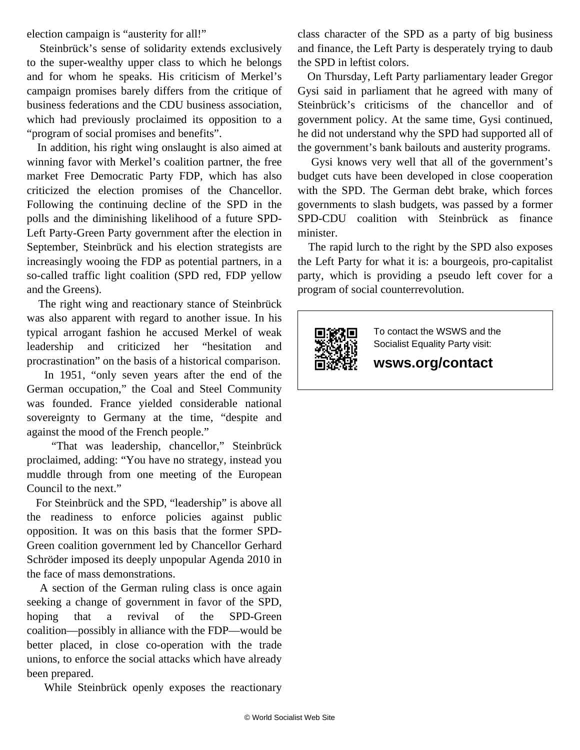election campaign is "austerity for all!"

Steinbrück's sense of solidarity extends exclusively to the super-wealthy upper class to which he belongs and for whom he speaks. His criticism of Merkel's campaign promises barely differs from the critique of business federations and the CDU business association, which had previously proclaimed its opposition to a "program of social promises and benefits".

In addition, his right wing onslaught is also aimed at winning favor with Merkel's coalition partner, the free market Free Democratic Party FDP, which has also criticized the election promises of the Chancellor. Following the continuing decline of the SPD in the polls and the diminishing likelihood of a future SPD-Left Party-Green Party government after the election in September, Steinbrück and his election strategists are increasingly wooing the FDP as potential partners, in a so-called traffic light coalition (SPD red, FDP yellow and the Greens).

The right wing and reactionary stance of Steinbrück was also apparent with regard to another issue. In his typical arrogant fashion he accused Merkel of weak leadership and criticized her "hesitation and procrastination" on the basis of a historical comparison.

In 1951, "only seven years after the end of the German occupation," the Coal and Steel Community was founded. France yielded considerable national sovereignty to Germany at the time, "despite and against the mood of the French people."

"That was leadership, chancellor," Steinbrück proclaimed, adding: "You have no strategy, instead you muddle through from one meeting of the European Council to the next."

For Steinbrück and the SPD, "leadership" is above all the readiness to enforce policies against public opposition. It was on this basis that the former SPD-Green coalition government led by Chancellor Gerhard Schröder imposed its deeply unpopular Agenda 2010 in the face of mass demonstrations.

A section of the German ruling class is once again seeking a change of government in favor of the SPD, hoping that a revival of the SPD-Green coalition—possibly in alliance with the FDP—would be better placed, in close co-operation with the trade unions, to enforce the social attacks which have already been prepared.

While Steinbrück openly exposes the reactionary class character of the SPD as a party of big business and finance, the Left Party is desperately trying to daub the SPD in leftist colors.

On Thursday, Left Party parliamentary leader Gregor Gysi said in parliament that he agreed with many of Steinbrück's criticisms of the chancellor and of government policy. At the same time, Gysi continued, he did not understand why the SPD had supported all of the government's bank bailouts and austerity programs.

Gysi knows very well that all of the government's budget cuts have been developed in close cooperation with the SPD. The German debt brake, which forces governments to slash budgets, was passed by a former SPD-CDU coalition with Steinbrück as finance minister.

The rapid lurch to the right by the SPD also exposes the Left Party for what it is: a bourgeois, pro-capitalist party, which is providing a pseudo left cover for a program of social counterrevolution.

To contact the WSWS and the Socialist Equality Party visit:

**wsws.org/contact**